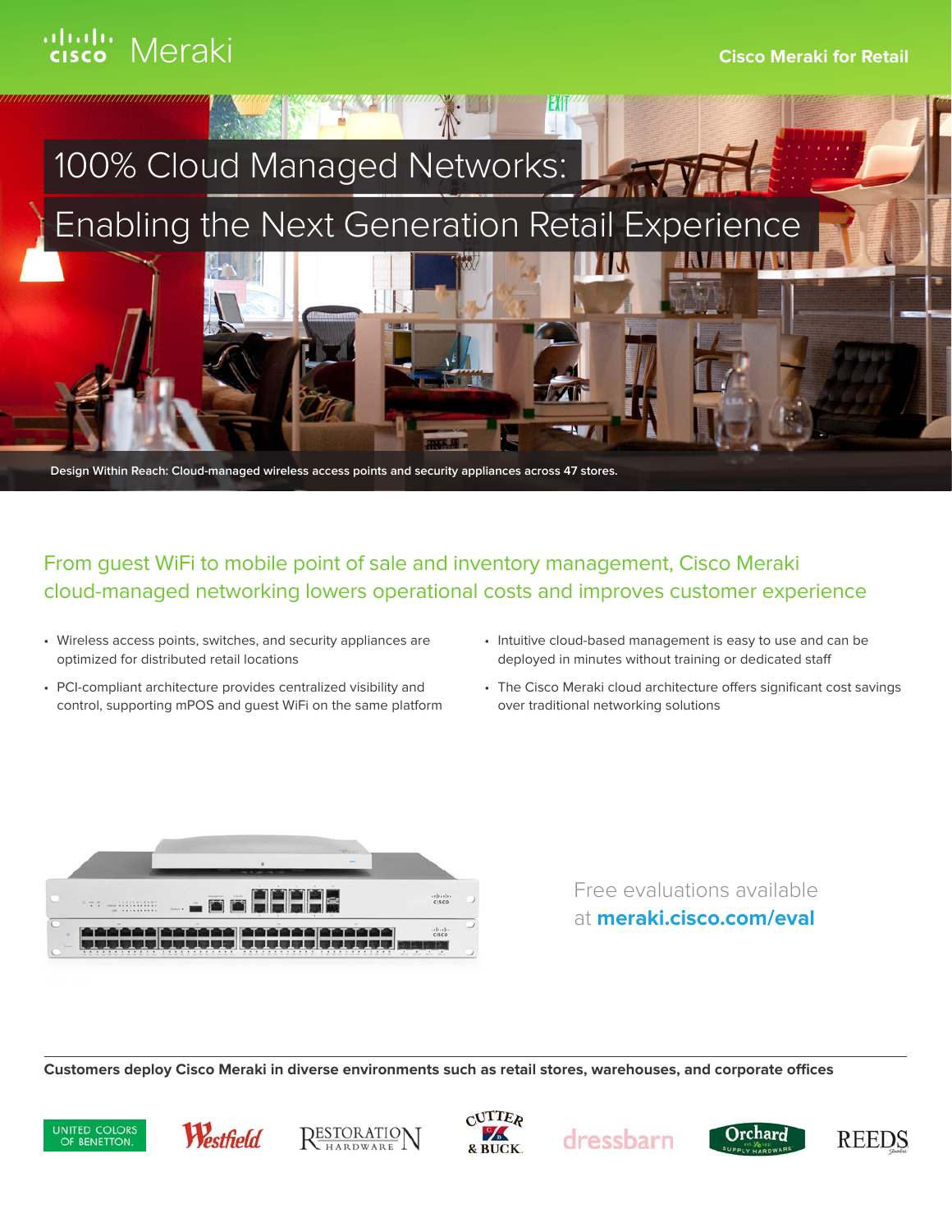Cisco Meraki

Cisco Meraki for Retail

# 100% Cloud Managed Networks: Enabling the Next Generation Retail Experience

Design Within Reach: Cloud-managed wireless access points and security appliances across 47 stores.

## From guest WiFi to mobile point of sale and inventory management, Cisco Meraki cloud-managed networking lowers operational costs and improves customer experience

- Wireless access points, switches, and security appliances are optimized for distributed retail locations
- PCI-compliant architecture provides centralized visibility and control, supporting mPOS and guest WiFi on the same platform
- Intuitive cloud-based management is easy to use and can be deployed in minutes without training or dedicated staff
- The Cisco Meraki cloud architecture offers significant cost savings over traditional networking solutions

Free evaluations available at **meraki.cisco.com/eval**

**Customers deploy Cisco Meraki in diverse environments such as retail stores, warehouses, and corporate offices**

United Colors of Benetton. Westfield Restoration Hardware Cutter & Buck. dressbarn Orchard Supply Hardware REEDS Jewelers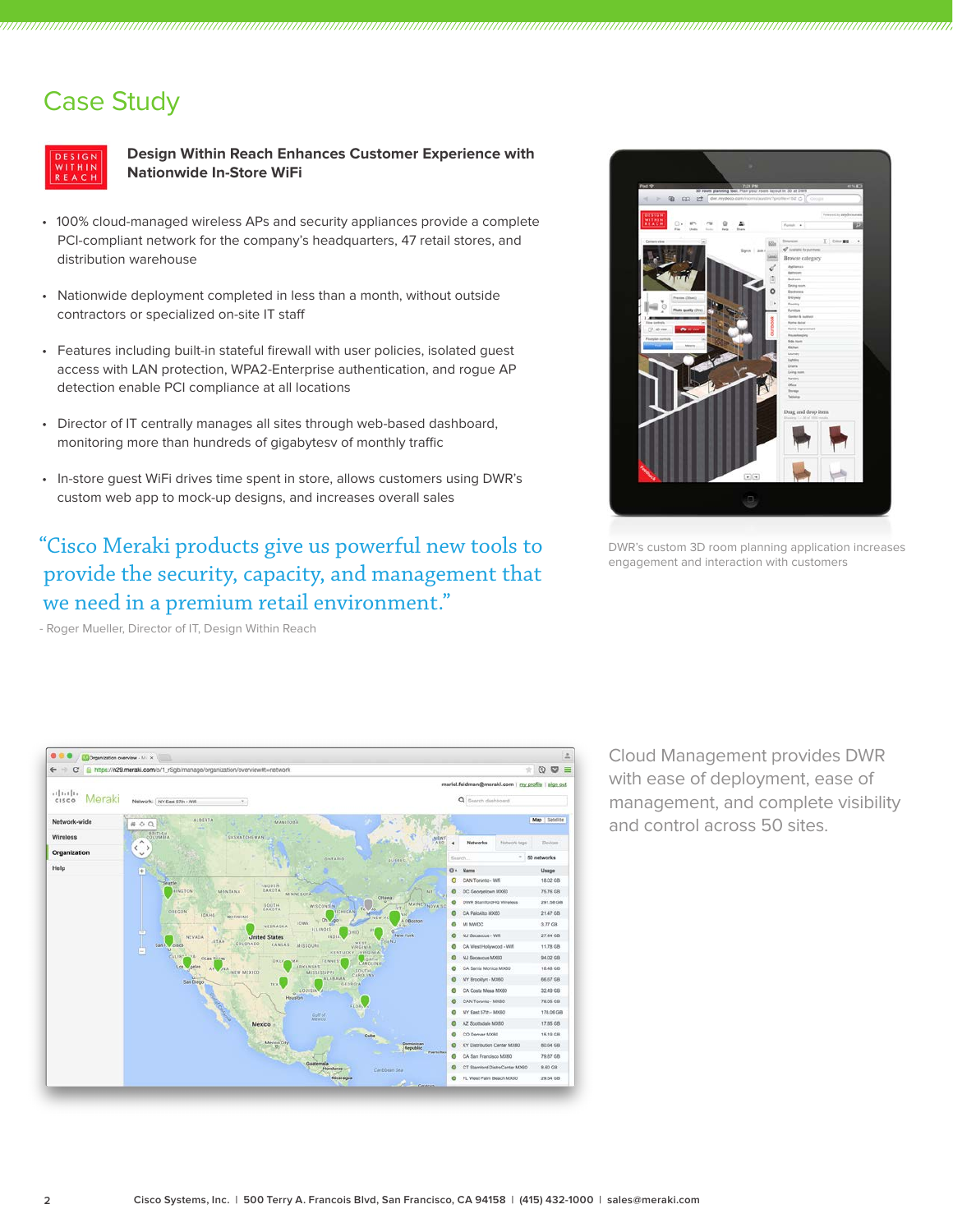# Case Study

## Design Within Reach Enhances Customer Experience with Nationwide In-Store WiFi

- 100% cloud-managed wireless APs and security appliances provide a complete PCI-compliant network for the company's headquarters, 47 retail stores, and distribution warehouse
- Nationwide deployment completed in less than a month, without outside contractors or specialized on-site IT staff
- Features including built-in stateful firewall with user policies, isolated guest access with LAN protection, WPA2-Enterprise authentication, and rogue AP detection enable PCI compliance at all locations
- Director of IT centrally manages all sites through web-based dashboard, monitoring more than hundreds of gigabytesv of monthly traffic
- In-store guest WiFi drives time spent in store, allows customers using DWR's custom web app to mock-up designs, and increases overall sales

"Cisco Meraki products give us powerful new tools to provide the security, capacity, and management that we need in a premium retail environment."

- Roger Mueller, Director of IT, Design Within Reach

DWR's custom 3D room planning application increases engagement and interaction with customers

Cloud Management provides DWR with ease of deployment, ease of management, and complete visibility and control across 50 sites.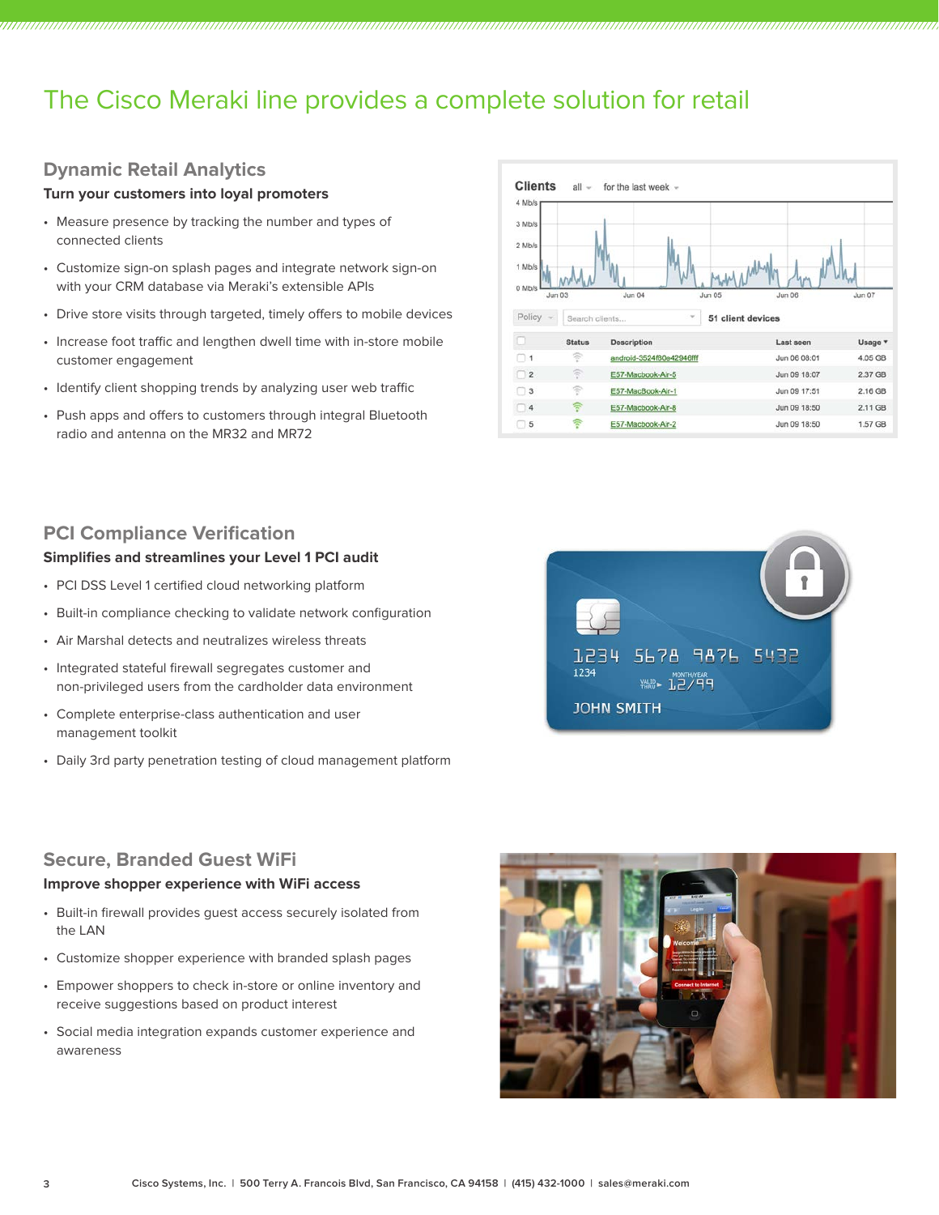# The Cisco Meraki line provides a complete solution for retail

## Dynamic Retail Analytics

**Turn your customers into loyal promoters**

- Measure presence by tracking the number and types of connected clients
- Customize sign-on splash pages and integrate network sign-on with your CRM database via Meraki's extensible APIs
- Drive store visits through targeted, timely offers to mobile devices
- Increase foot traffic and lengthen dwell time with in-store mobile customer engagement
- Identify client shopping trends by analyzing user web traffic
- Push apps and offers to customers through integral Bluetooth radio and antenna on the MR32 and MR72

## PCI Compliance Verification

**Simplifies and streamlines your Level 1 PCI audit**

- PCI DSS Level 1 certified cloud networking platform
- Built-in compliance checking to validate network configuration
- Air Marshal detects and neutralizes wireless threats
- Integrated stateful firewall segregates customer and non-privileged users from the cardholder data environment
- Complete enterprise-class authentication and user management toolkit
- Daily 3rd party penetration testing of cloud management platform

## Secure, Branded Guest WiFi

**Improve shopper experience with WiFi access**

- Built-in firewall provides guest access securely isolated from the LAN
- Customize shopper experience with branded splash pages
- Empower shoppers to check in-store or online inventory and receive suggestions based on product interest
- Social media integration expands customer experience and awareness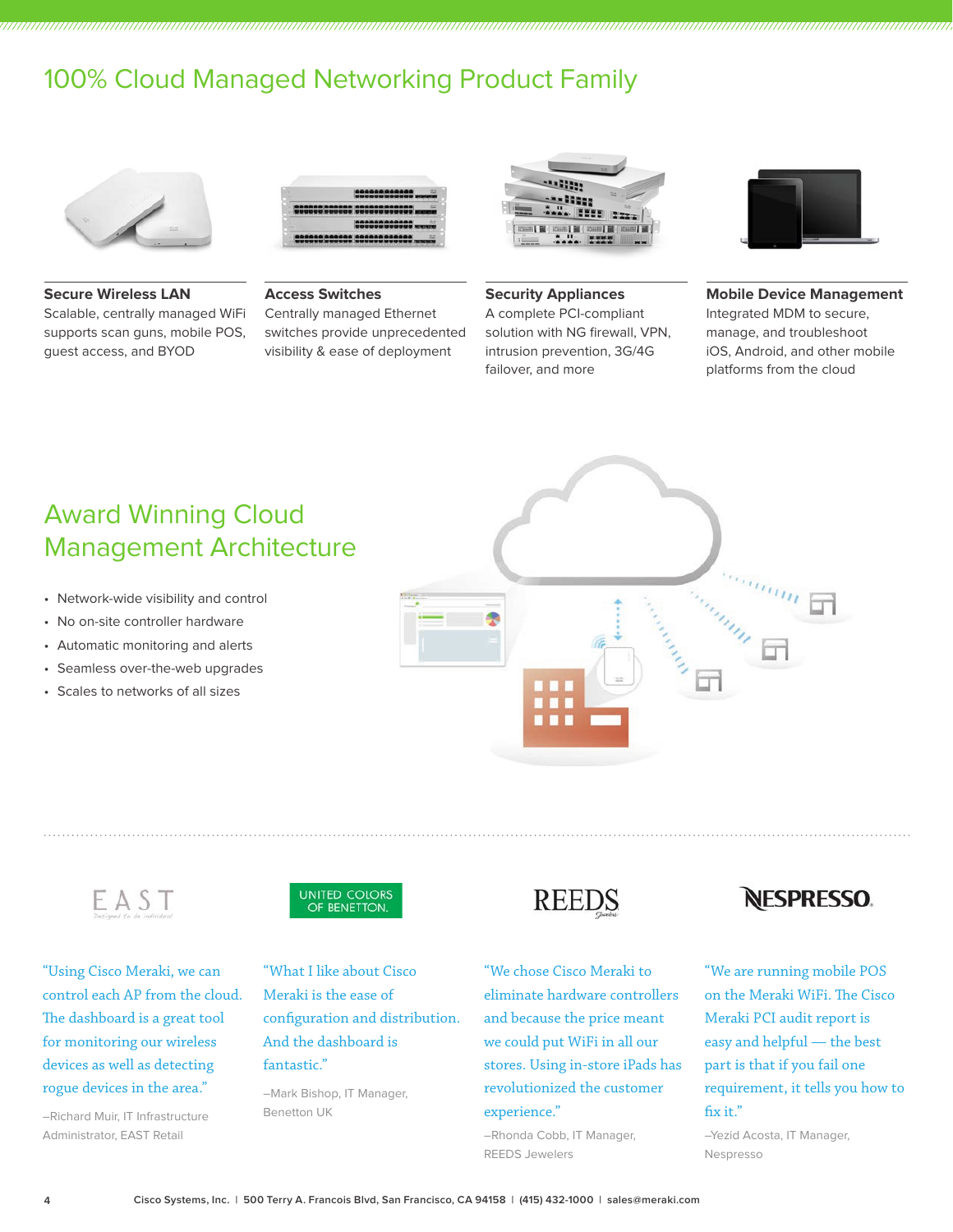## 100% Cloud Managed Networking Product Family

**Secure Wireless LAN**
Scalable, centrally managed WiFi supports scan guns, mobile POS, guest access, and BYOD

**Access Switches**
Centrally managed Ethernet switches provide unprecedented visibility & ease of deployment

**Security Appliances**
A complete PCI-compliant solution with NG firewall, VPN, intrusion prevention, 3G/4G failover, and more

**Mobile Device Management**
Integrated MDM to secure, manage, and troubleshoot iOS, Android, and other mobile platforms from the cloud

## Award Winning Cloud Management Architecture

- Network-wide visibility and control
- No on-site controller hardware
- Automatic monitoring and alerts
- Seamless over-the-web upgrades
- Scales to networks of all sizes

EAST

"Using Cisco Meraki, we can control each AP from the cloud. The dashboard is a great tool for monitoring our wireless devices as well as detecting rogue devices in the area."

–Richard Muir, IT Infrastructure Administrator, EAST Retail

UNITED COLORS OF BENETTON.

"What I like about Cisco Meraki is the ease of configuration and distribution. And the dashboard is fantastic."

–Mark Bishop, IT Manager, Benetton UK

REEDS

"We chose Cisco Meraki to eliminate hardware controllers and because the price meant we could put WiFi in all our stores. Using in-store iPads has revolutionized the customer experience."

–Rhonda Cobb, IT Manager, REEDS Jewelers

NESPRESSO.

"We are running mobile POS on the Meraki WiFi. The Cisco Meraki PCI audit report is easy and helpful — the best part is that if you fail one requirement, it tells you how to fix it."

–Yezid Acosta, IT Manager, Nespresso

Cisco Systems, Inc. | 500 Terry A. Francois Blvd, San Francisco, CA 94158 | (415) 432-1000 | sales@meraki.com